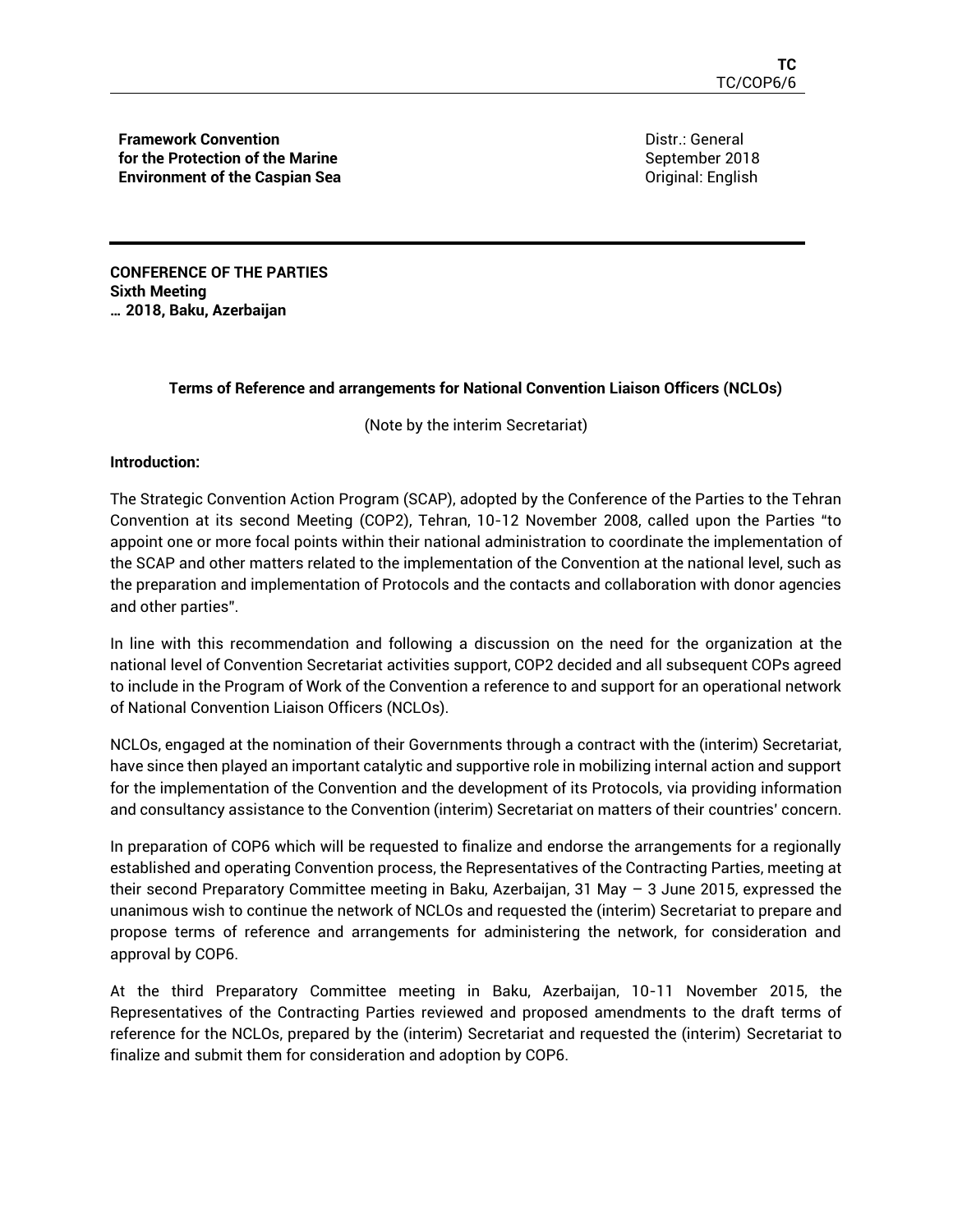**TC**
TC/COP6/6

**Framework Convention for the Protection of the Marine Environment of the Caspian Sea**

Distr.: General
September 2018
Original: English

**CONFERENCE OF THE PARTIES**
**Sixth Meeting**
**… 2018, Baku, Azerbaijan**

**Terms of Reference and arrangements for National Convention Liaison Officers (NCLOs)**

(Note by the interim Secretariat)

**Introduction:**

The Strategic Convention Action Program (SCAP), adopted by the Conference of the Parties to the Tehran Convention at its second Meeting (COP2), Tehran, 10-12 November 2008, called upon the Parties "to appoint one or more focal points within their national administration to coordinate the implementation of the SCAP and other matters related to the implementation of the Convention at the national level, such as the preparation and implementation of Protocols and the contacts and collaboration with donor agencies and other parties".

In line with this recommendation and following a discussion on the need for the organization at the national level of Convention Secretariat activities support, COP2 decided and all subsequent COPs agreed to include in the Program of Work of the Convention a reference to and support for an operational network of National Convention Liaison Officers (NCLOs).

NCLOs, engaged at the nomination of their Governments through a contract with the (interim) Secretariat, have since then played an important catalytic and supportive role in mobilizing internal action and support for the implementation of the Convention and the development of its Protocols, via providing information and consultancy assistance to the Convention (interim) Secretariat on matters of their countries' concern.

In preparation of COP6 which will be requested to finalize and endorse the arrangements for a regionally established and operating Convention process, the Representatives of the Contracting Parties, meeting at their second Preparatory Committee meeting in Baku, Azerbaijan, 31 May – 3 June 2015, expressed the unanimous wish to continue the network of NCLOs and requested the (interim) Secretariat to prepare and propose terms of reference and arrangements for administering the network, for consideration and approval by COP6.

At the third Preparatory Committee meeting in Baku, Azerbaijan, 10-11 November 2015, the Representatives of the Contracting Parties reviewed and proposed amendments to the draft terms of reference for the NCLOs, prepared by the (interim) Secretariat and requested the (interim) Secretariat to finalize and submit them for consideration and adoption by COP6.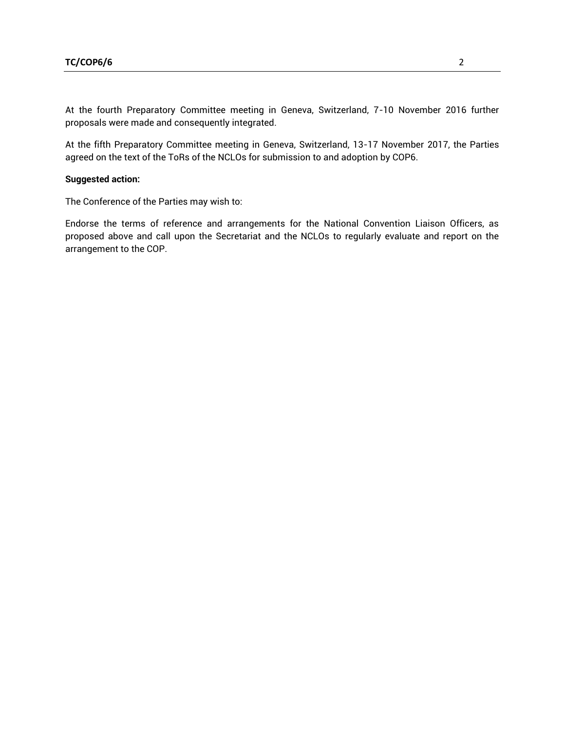At the fourth Preparatory Committee meeting in Geneva, Switzerland, 7-10 November 2016 further proposals were made and consequently integrated.

At the fifth Preparatory Committee meeting in Geneva, Switzerland, 13-17 November 2017, the Parties agreed on the text of the ToRs of the NCLOs for submission to and adoption by COP6.

**Suggested action:**

The Conference of the Parties may wish to:

Endorse the terms of reference and arrangements for the National Convention Liaison Officers, as proposed above and call upon the Secretariat and the NCLOs to regularly evaluate and report on the arrangement to the COP.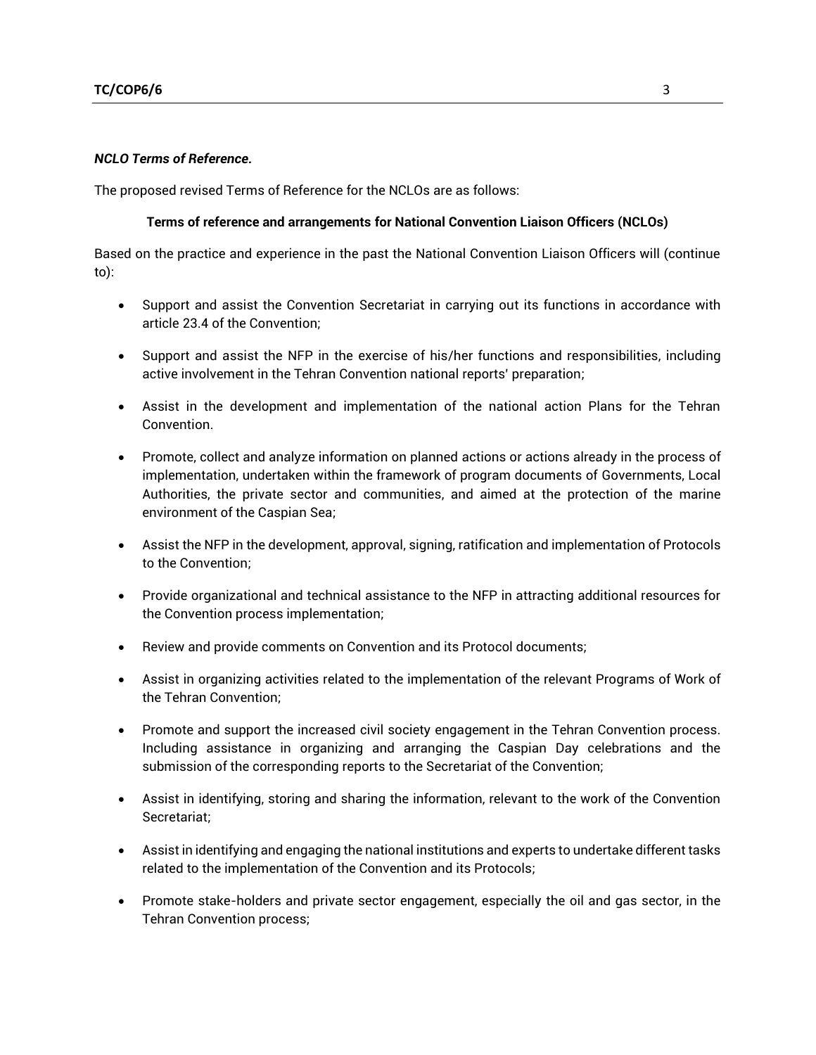***NCLO Terms of Reference.***

The proposed revised Terms of Reference for the NCLOs are as follows:

**Terms of reference and arrangements for National Convention Liaison Officers (NCLOs)**

Based on the practice and experience in the past the National Convention Liaison Officers will (continue to):

- Support and assist the Convention Secretariat in carrying out its functions in accordance with article 23.4 of the Convention;
- Support and assist the NFP in the exercise of his/her functions and responsibilities, including active involvement in the Tehran Convention national reports' preparation;
- Assist in the development and implementation of the national action Plans for the Tehran Convention.
- Promote, collect and analyze information on planned actions or actions already in the process of implementation, undertaken within the framework of program documents of Governments, Local Authorities, the private sector and communities, and aimed at the protection of the marine environment of the Caspian Sea;
- Assist the NFP in the development, approval, signing, ratification and implementation of Protocols to the Convention;
- Provide organizational and technical assistance to the NFP in attracting additional resources for the Convention process implementation;
- Review and provide comments on Convention and its Protocol documents;
- Assist in organizing activities related to the implementation of the relevant Programs of Work of the Tehran Convention;
- Promote and support the increased civil society engagement in the Tehran Convention process. Including assistance in organizing and arranging the Caspian Day celebrations and the submission of the corresponding reports to the Secretariat of the Convention;
- Assist in identifying, storing and sharing the information, relevant to the work of the Convention Secretariat;
- Assist in identifying and engaging the national institutions and experts to undertake different tasks related to the implementation of the Convention and its Protocols;
- Promote stake-holders and private sector engagement, especially the oil and gas sector, in the Tehran Convention process;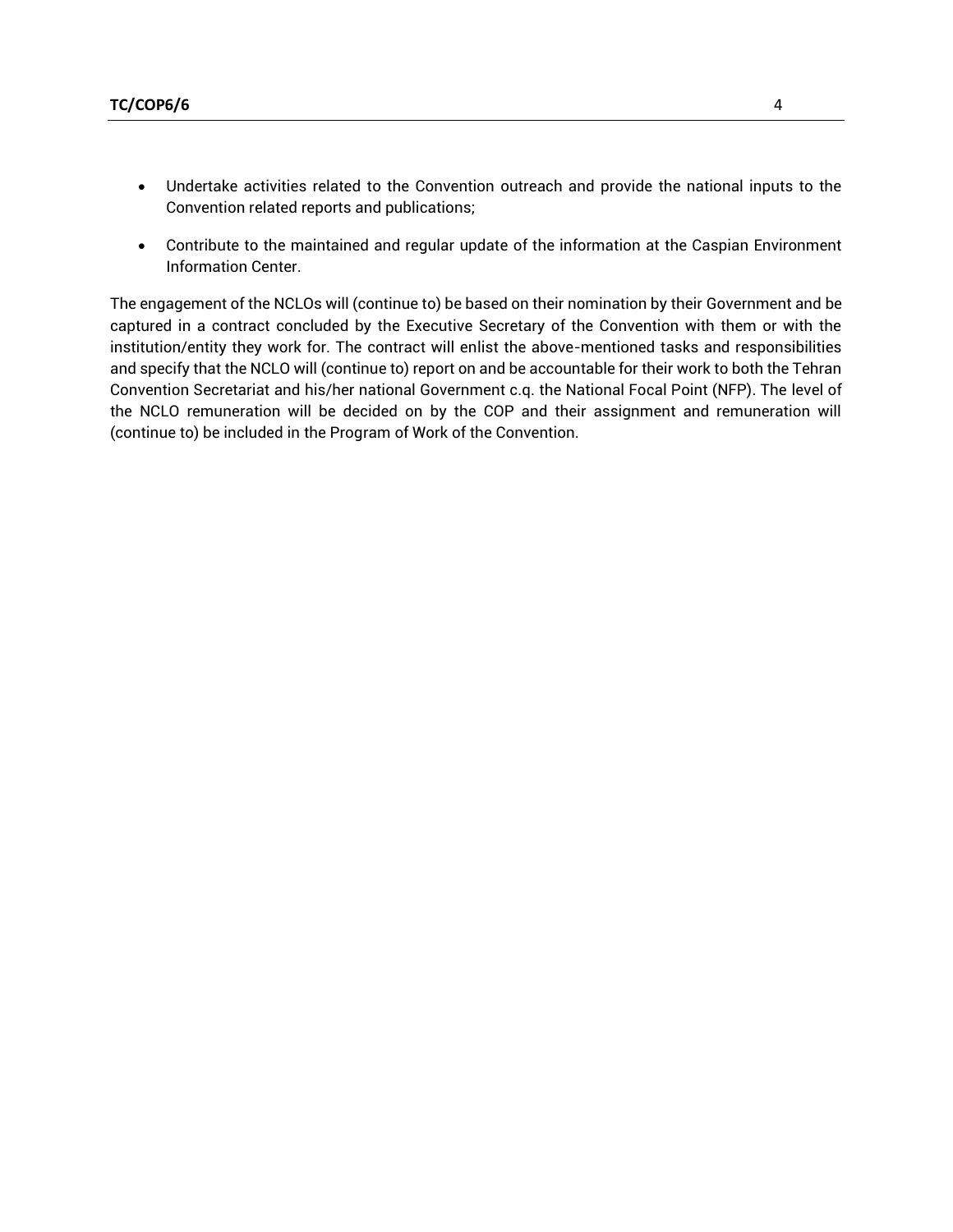- Undertake activities related to the Convention outreach and provide the national inputs to the Convention related reports and publications;
- Contribute to the maintained and regular update of the information at the Caspian Environment Information Center.

The engagement of the NCLOs will (continue to) be based on their nomination by their Government and be captured in a contract concluded by the Executive Secretary of the Convention with them or with the institution/entity they work for. The contract will enlist the above-mentioned tasks and responsibilities and specify that the NCLO will (continue to) report on and be accountable for their work to both the Tehran Convention Secretariat and his/her national Government c.q. the National Focal Point (NFP). The level of the NCLO remuneration will be decided on by the COP and their assignment and remuneration will (continue to) be included in the Program of Work of the Convention.